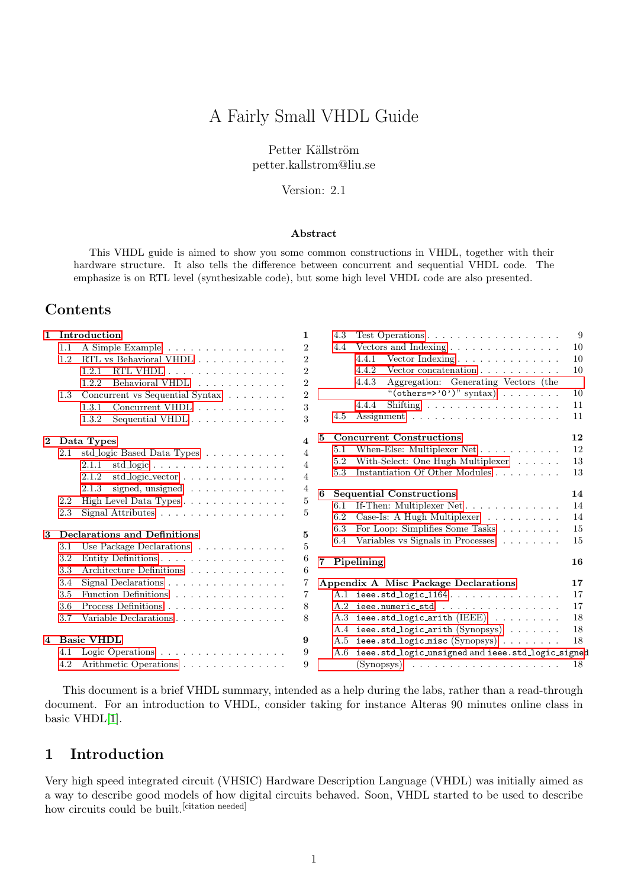# A Fairly Small VHDL Guide

Petter Källström
petter.kallstrom@liu.se

Version: 2.1

### Abstract

This VHDL guide is aimed to show you some common constructions in VHDL, together with their hardware structure. It also tells the difference between concurrent and sequential VHDL code. The emphasize is on RTL level (synthesizable code), but some high level VHDL code are also presented.

## Contents

- **1 Introduction** 1
  - 1.1 A Simple Example 2
  - 1.2 RTL vs Behavioral VHDL 2
    - 1.2.1 RTL VHDL 2
    - 1.2.2 Behavioral VHDL 2
  - 1.3 Concurrent vs Sequential Syntax 2
    - 1.3.1 Concurrent VHDL 3
    - 1.3.2 Sequential VHDL 3
- **2 Data Types** 4
  - 2.1 std_logic Based Data Types 4
    - 2.1.1 std_logic 4
    - 2.1.2 std_logic_vector 4
    - 2.1.3 signed, unsigned 4
  - 2.2 High Level Data Types 5
  - 2.3 Signal Attributes 5
- **3 Declarations and Definitions** 5
  - 3.1 Use Package Declarations 5
  - 3.2 Entity Definitions 6
  - 3.3 Architecture Definitions 6
  - 3.4 Signal Declarations 7
  - 3.5 Function Definitions 7
  - 3.6 Process Definitions 8
  - 3.7 Variable Declarations 8
- **4 Basic VHDL** 9
  - 4.1 Logic Operations 9
  - 4.2 Arithmetic Operations 9
  - 4.3 Test Operations 9
  - 4.4 Vectors and Indexing 10
    - 4.4.1 Vector Indexing 10
    - 4.4.2 Vector concatenation 10
    - 4.4.3 Aggregation: Generating Vectors (the "`(others=>'0')`" syntax) 10
    - 4.4.4 Shifting 11
  - 4.5 Assignment 11
- **5 Concurrent Constructions** 12
  - 5.1 When-Else: Multiplexer Net 12
  - 5.2 With-Select: One Hugh Multiplexer 13
  - 5.3 Instantiation Of Other Modules 13
- **6 Sequential Constructions** 14
  - 6.1 If-Then: Multiplexer Net 14
  - 6.2 Case-Is: A Hugh Multiplexer 14
  - 6.3 For Loop: Simplifies Some Tasks 15
  - 6.4 Variables vs Signals in Processes 15
- **7 Pipelining** 16
- **Appendix A Misc Package Declarations** 17
  - A.1 `ieee.std_logic_1164` 17
  - A.2 `ieee.numeric_std` 17
  - A.3 `ieee.std_logic_arith` (IEEE) 18
  - A.4 `ieee.std_logic_arith` (Synopsys) 18
  - A.5 `ieee.std_logic_misc` (Synopsys) 18
  - A.6 `ieee.std_logic_unsigned` and `ieee.std_logic_signed` (Synopsys) 18

This document is a brief VHDL summary, intended as a help during the labs, rather than a read-through document. For an introduction to VHDL, consider taking for instance Alteras 90 minutes online class in basic VHDL[1].

## 1 Introduction

Very high speed integrated circuit (VHSIC) Hardware Description Language (VHDL) was initially aimed as a way to describe good models of how digital circuits behaved. Soon, VHDL started to be used to describe how circuits could be built.[citation needed]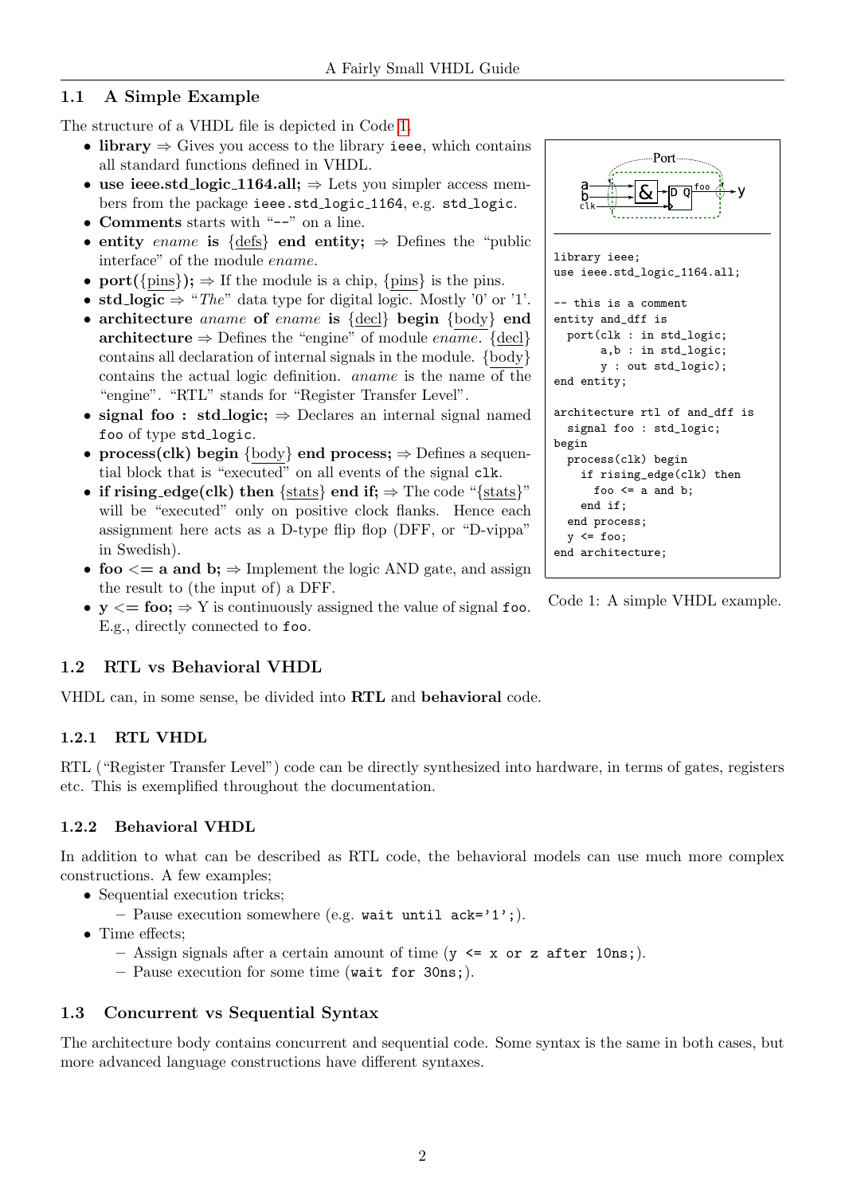## 1.1 A Simple Example

The structure of a VHDL file is depicted in Code 1.

- **library** ⇒ Gives you access to the library `ieee`, which contains all standard functions defined in VHDL.
- **use ieee.std_logic_1164.all;** ⇒ Lets you simpler access members from the package `ieee.std_logic_1164`, e.g. `std_logic`.
- **Comments** starts with "`--`" on a line.
- **entity** *ename* **is** {defs} **end entity;** ⇒ Defines the "public interface" of the module *ename*.
- **port(**{pins}**);** ⇒ If the module is a chip, {pins} is the pins.
- **std_logic** ⇒ "*The*" data type for digital logic. Mostly '0' or '1'.
- **architecture** *aname* **of** *ename* **is** {decl} **begin** {body} **end architecture** ⇒ Defines the "engine" of module *ename*. {decl} contains all declaration of internal signals in the module. {body} contains the actual logic definition. *aname* is the name of the "engine". "RTL" stands for "Register Transfer Level".
- **signal foo : std_logic;** ⇒ Declares an internal signal named `foo` of type `std_logic`.
- **process(clk) begin** {body} **end process;** ⇒ Defines a sequential block that is "executed" on all events of the signal `clk`.
- **if rising_edge(clk) then** {stats} **end if;** ⇒ The code "{stats}" will be "executed" only on positive clock flanks. Hence each assignment here acts as a D-type flip flop (DFF, or "D-vippa" in Swedish).
- **foo <= a and b;** ⇒ Implement the logic AND gate, and assign the result to (the input of) a DFF.
- **y <= foo;** ⇒ Y is continuously assigned the value of signal `foo`. E.g., directly connected to `foo`.

```
library ieee;
use ieee.std_logic_1164.all;

-- this is a comment
entity and_dff is
  port(clk : in std_logic;
       a,b : in std_logic;
       y : out std_logic);
end entity;

architecture rtl of and_dff is
  signal foo : std_logic;
begin
  process(clk) begin
    if rising_edge(clk) then
      foo <= a and b;
    end if;
  end process;
  y <= foo;
end architecture;
```

Code 1: A simple VHDL example.

## 1.2 RTL vs Behavioral VHDL

VHDL can, in some sense, be divided into **RTL** and **behavioral** code.

### 1.2.1 RTL VHDL

RTL ("Register Transfer Level") code can be directly synthesized into hardware, in terms of gates, registers etc. This is exemplified throughout the documentation.

### 1.2.2 Behavioral VHDL

In addition to what can be described as RTL code, the behavioral models can use much more complex constructions. A few examples;

- Sequential execution tricks;
  - Pause execution somewhere (e.g. `wait until ack='1';`).
- Time effects;
  - Assign signals after a certain amount of time (`y <= x or z after 10ns;`).
  - Pause execution for some time (`wait for 30ns;`).

## 1.3 Concurrent vs Sequential Syntax

The architecture body contains concurrent and sequential code. Some syntax is the same in both cases, but more advanced language constructions have different syntaxes.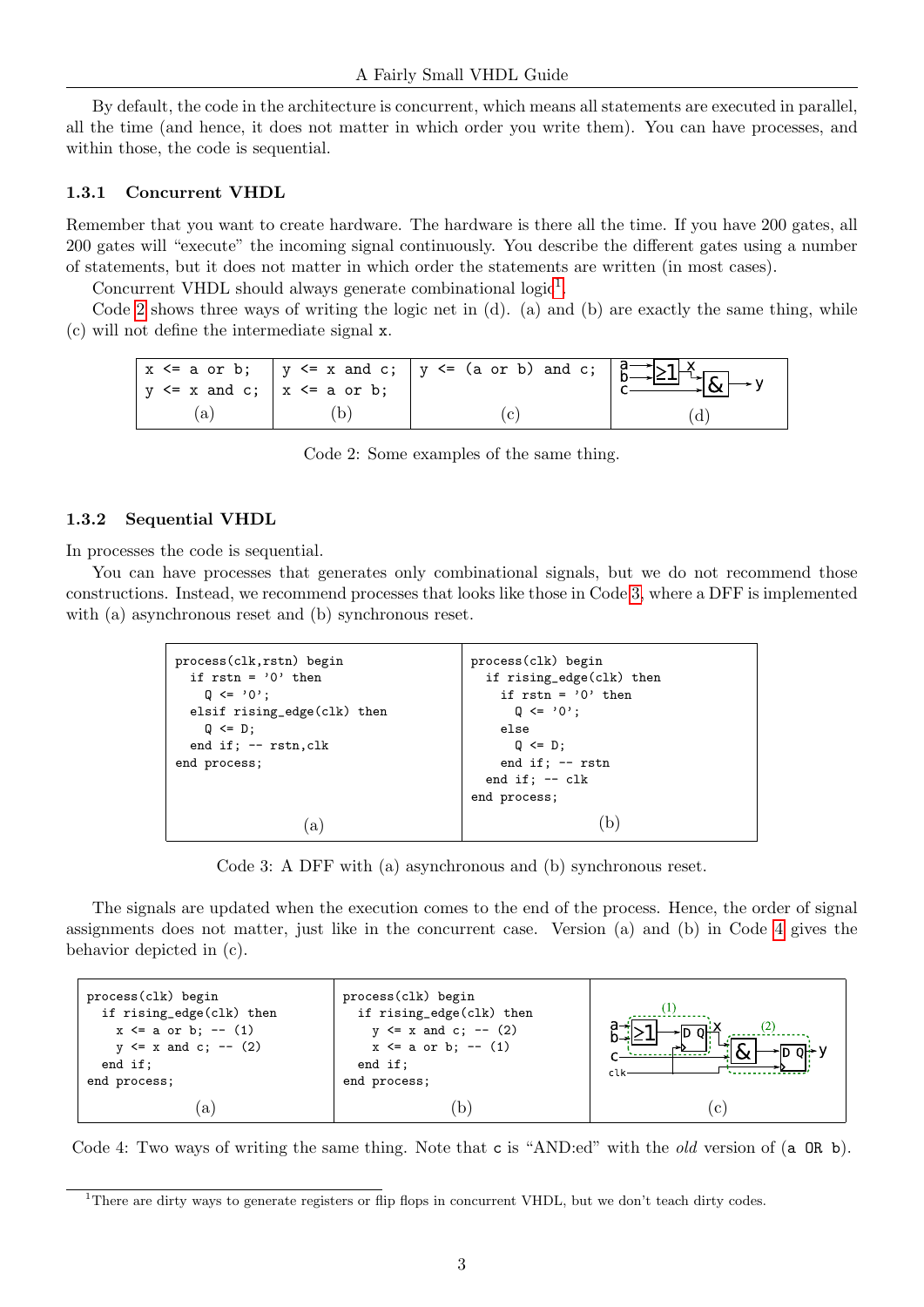By default, the code in the architecture is concurrent, which means all statements are executed in parallel, all the time (and hence, it does not matter in which order you write them). You can have processes, and within those, the code is sequential.

### 1.3.1 Concurrent VHDL

Remember that you want to create hardware. The hardware is there all the time. If you have 200 gates, all 200 gates will "execute" the incoming signal continuously. You describe the different gates using a number of statements, but it does not matter in which order the statements are written (in most cases).

Concurrent VHDL should always generate combinational logic[1].

Code 2 shows three ways of writing the logic net in (d). (a) and (b) are exactly the same thing, while (c) will not define the intermediate signal x.

(a)
```
x <= a or b;
y <= x and c;
```

(b)
```
y <= x and c;
x <= a or b;
```

(c)
```
y <= (a or b) and c;
```

(d)

Code 2: Some examples of the same thing.

### 1.3.2 Sequential VHDL

In processes the code is sequential.

You can have processes that generates only combinational signals, but we do not recommend those constructions. Instead, we recommend processes that looks like those in Code 3, where a DFF is implemented with (a) asynchronous reset and (b) synchronous reset.

(a)
```
process(clk,rstn) begin
  if rstn = '0' then
    Q <= '0';
  elsif rising_edge(clk) then
    Q <= D;
  end if; -- rstn,clk
end process;
```

(b)
```
process(clk) begin
  if rising_edge(clk) then
    if rstn = '0' then
      Q <= '0';
    else
      Q <= D;
    end if; -- rstn
  end if; -- clk
end process;
```

Code 3: A DFF with (a) asynchronous and (b) synchronous reset.

The signals are updated when the execution comes to the end of the process. Hence, the order of signal assignments does not matter, just like in the concurrent case. Version (a) and (b) in Code 4 gives the behavior depicted in (c).

(a)
```
process(clk) begin
  if rising_edge(clk) then
    x <= a or b; -- (1)
    y <= x and c; -- (2)
  end if;
end process;
```

(b)
```
process(clk) begin
  if rising_edge(clk) then
    y <= x and c; -- (2)
    x <= a or b; -- (1)
  end if;
end process;
```

(c)

Code 4: Two ways of writing the same thing. Note that c is "AND:ed" with the *old* version of (a OR b).

[1] There are dirty ways to generate registers or flip flops in concurrent VHDL, but we don't teach dirty codes.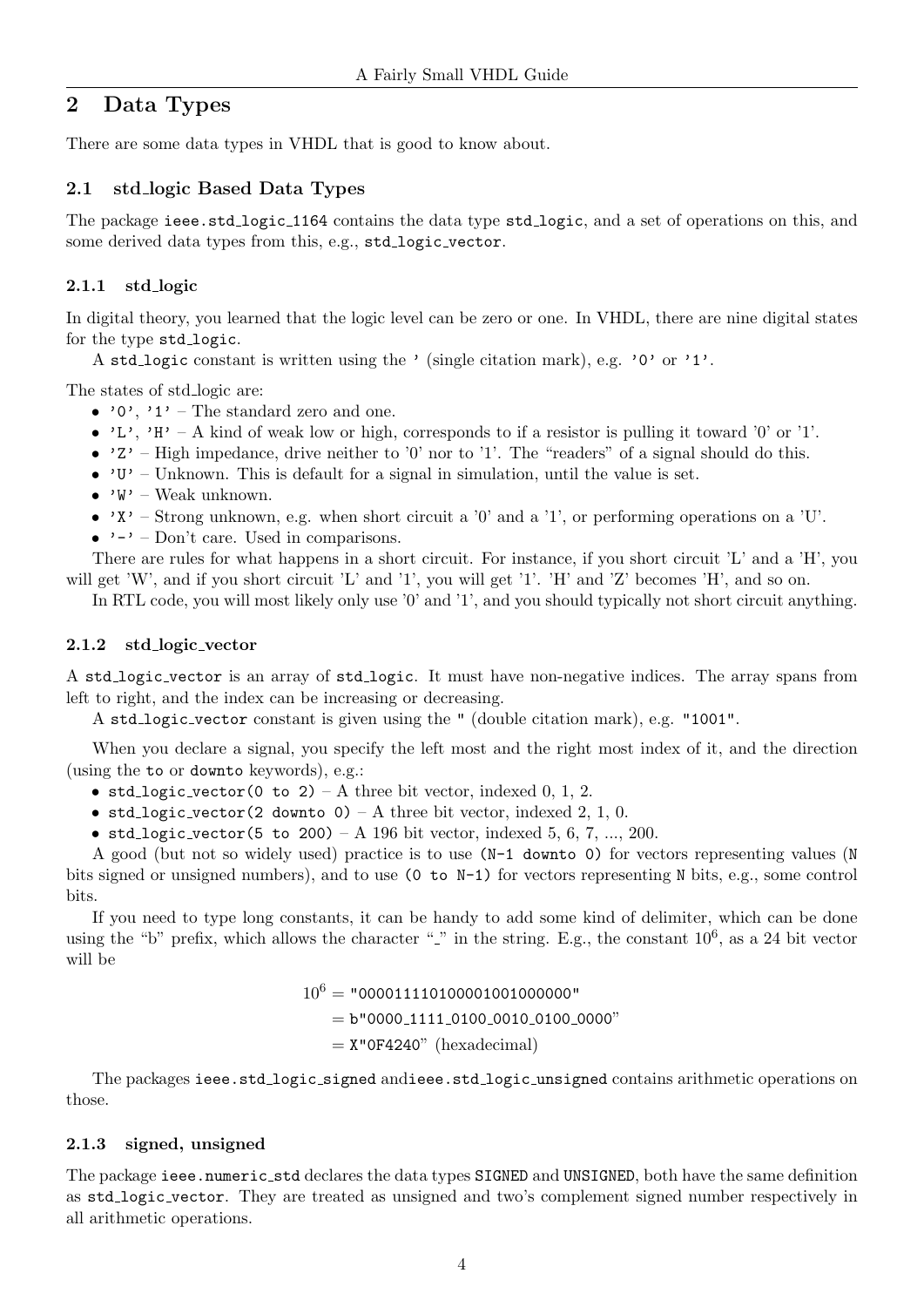## 2 Data Types

There are some data types in VHDL that is good to know about.

### 2.1 std_logic Based Data Types

The package `ieee.std_logic_1164` contains the data type `std_logic`, and a set of operations on this, and some derived data types from this, e.g., `std_logic_vector`.

#### 2.1.1 std_logic

In digital theory, you learned that the logic level can be zero or one. In VHDL, there are nine digital states for the type `std_logic`.

A `std_logic` constant is written using the `'` (single citation mark), e.g. `'0'` or `'1'`.

The states of std_logic are:

- `'0'`, `'1'` – The standard zero and one.
- `'L'`, `'H'` – A kind of weak low or high, corresponds to if a resistor is pulling it toward '0' or '1'.
- `'Z'` – High impedance, drive neither to '0' nor to '1'. The "readers" of a signal should do this.
- `'U'` – Unknown. This is default for a signal in simulation, until the value is set.
- `'W'` – Weak unknown.
- `'X'` – Strong unknown, e.g. when short circuit a '0' and a '1', or performing operations on a 'U'.
- `'-'` – Don't care. Used in comparisons.

There are rules for what happens in a short circuit. For instance, if you short circuit 'L' and a 'H', you will get 'W', and if you short circuit 'L' and '1', you will get '1'. 'H' and 'Z' becomes 'H', and so on.

In RTL code, you will most likely only use '0' and '1', and you should typically not short circuit anything.

#### 2.1.2 std_logic_vector

A `std_logic_vector` is an array of `std_logic`. It must have non-negative indices. The array spans from left to right, and the index can be increasing or decreasing.

A `std_logic_vector` constant is given using the `"` (double citation mark), e.g. `"1001"`.

When you declare a signal, you specify the left most and the right most index of it, and the direction (using the `to` or `downto` keywords), e.g.:

- `std_logic_vector(0 to 2)` – A three bit vector, indexed 0, 1, 2.
- `std_logic_vector(2 downto 0)` – A three bit vector, indexed 2, 1, 0.
- `std_logic_vector(5 to 200)` – A 196 bit vector, indexed 5, 6, 7, ..., 200.

A good (but not so widely used) practice is to use `(N-1 downto 0)` for vectors representing values (`N` bits signed or unsigned numbers), and to use `(0 to N-1)` for vectors representing `N` bits, e.g., some control bits.

If you need to type long constants, it can be handy to add some kind of delimiter, which can be done using the "b" prefix, which allows the character "_" in the string. E.g., the constant $10^6$, as a 24 bit vector will be

$10^6$ = `"000011110100001001000000"`
= `b"0000_1111_0100_0010_0100_0000"`
= `X"0F4240"` (hexadecimal)

The packages `ieee.std_logic_signed` and`ieee.std_logic_unsigned` contains arithmetic operations on those.

#### 2.1.3 signed, unsigned

The package `ieee.numeric_std` declares the data types `SIGNED` and `UNSIGNED`, both have the same definition as `std_logic_vector`. They are treated as unsigned and two's complement signed number respectively in all arithmetic operations.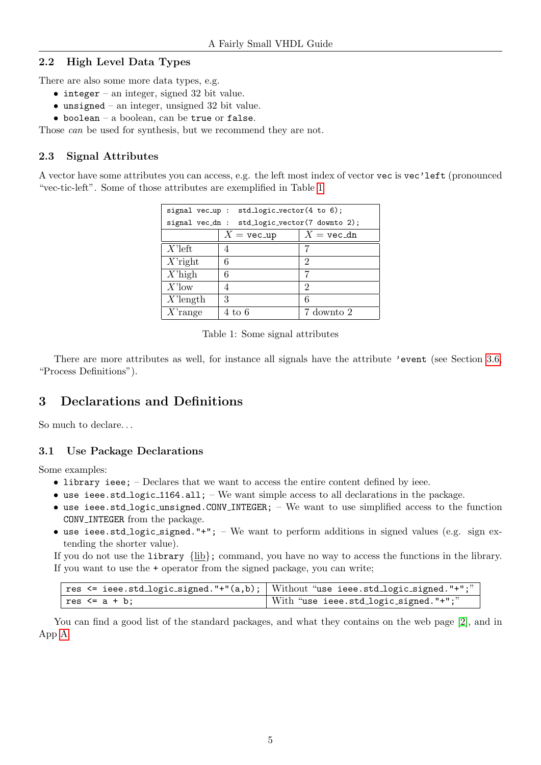### 2.2 High Level Data Types

There are also some more data types, e.g.

- `integer` – an integer, signed 32 bit value.
- `unsigned` – an integer, unsigned 32 bit value.
- `boolean` – a boolean, can be `true` or `false`.

Those *can* be used for synthesis, but we recommend they are not.

### 2.3 Signal Attributes

A vector have some attributes you can access, e.g. the left most index of vector `vec` is `vec'left` (pronounced "vec-tic-left". Some of those attributes are exemplified in Table 1.

| `signal vec_up : std_logic_vector(4 to 6);` `signal vec_dn : std_logic_vector(7 downto 2);` | | |
|---|---|---|
| | $X =$ `vec_up` | $X =$ `vec_dn` |
| $X$'left | 4 | 7 |
| $X$'right | 6 | 2 |
| $X$'high | 6 | 7 |
| $X$'low | 4 | 2 |
| $X$'length | 3 | 6 |
| $X$'range | 4 to 6 | 7 downto 2 |

Table 1: Some signal attributes

There are more attributes as well, for instance all signals have the attribute `'event` (see Section 3.6, "Process Definitions").

## 3 Declarations and Definitions

So much to declare...

### 3.1 Use Package Declarations

Some examples:

- `library ieee;` – Declares that we want to access the entire content defined by ieee.
- `use ieee.std_logic_1164.all;` – We want simple access to all declarations in the package.
- `use ieee.std_logic_unsigned.CONV_INTEGER;` – We want to use simplified access to the function `CONV_INTEGER` from the package.
- `use ieee.std_logic_signed."+";` – We want to perform additions in signed values (e.g. sign extending the shorter value).

If you do not use the `library` {lib}; command, you have no way to access the functions in the library. If you want to use the `+` operator from the signed package, you can write;

| `res <= ieee.std_logic_signed."+"(a,b);` | Without "`use ieee.std_logic_signed."+";`" |
|---|---|
| `res <= a + b;` | With "`use ieee.std_logic_signed."+";`" |

You can find a good list of the standard packages, and what they contains on the web page [2], and in App A.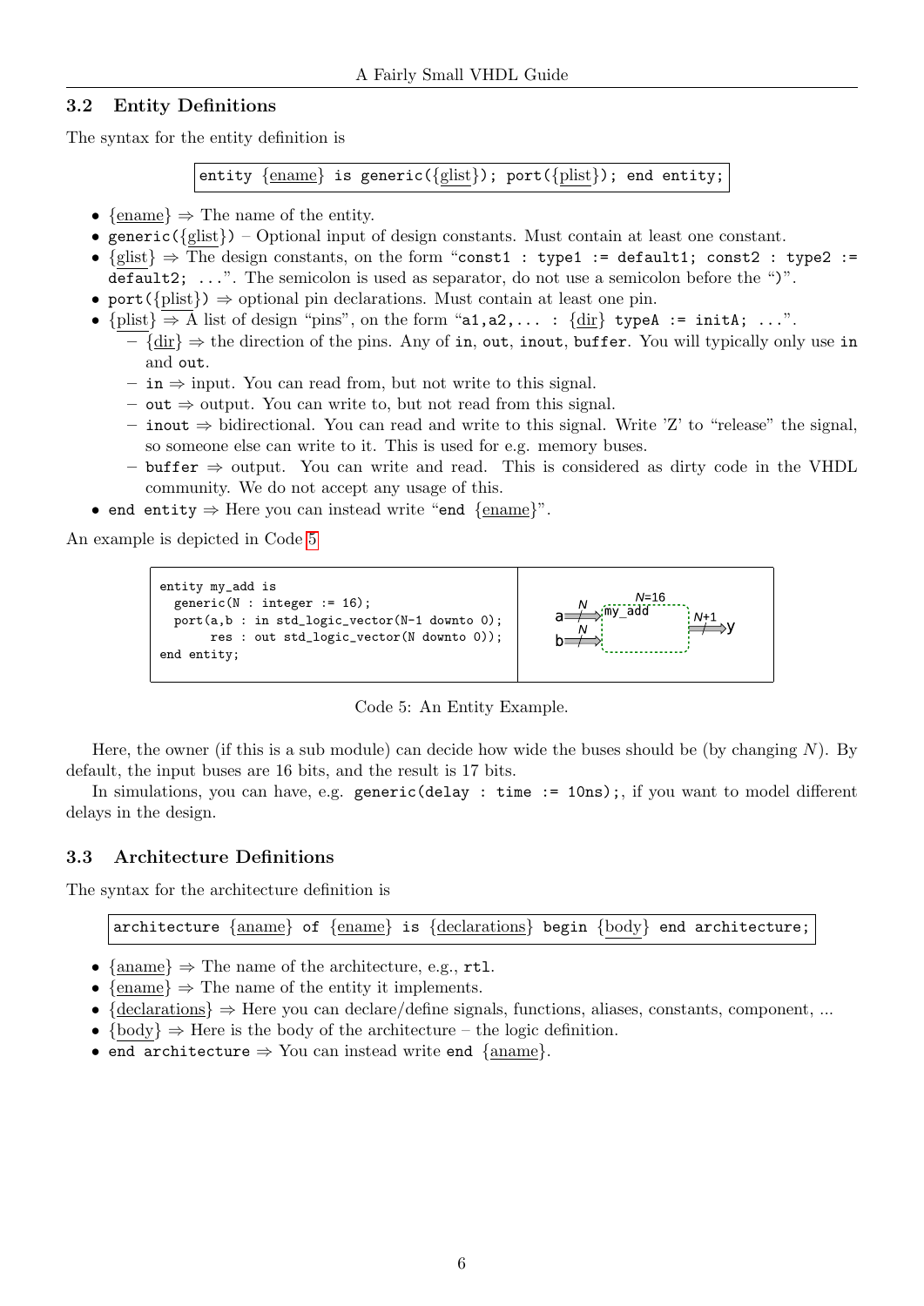### 3.2 Entity Definitions

The syntax for the entity definition is

```
entity {ename} is generic({glist}); port({plist}); end entity;
```

- {ename} ⇒ The name of the entity.
- `generic({glist})` – Optional input of design constants. Must contain at least one constant.
- {glist} ⇒ The design constants, on the form "`const1 : type1 := default1; const2 : type2 := default2; ...`". The semicolon is used as separator, do not use a semicolon before the ")".
- `port({plist})` ⇒ optional pin declarations. Must contain at least one pin.
- {plist} ⇒ A list of design "pins", on the form "`a1,a2,... : {dir} typeA := initA; ...`".
  - {dir} ⇒ the direction of the pins. Any of `in`, `out`, `inout`, `buffer`. You will typically only use `in` and `out`.
  - `in` ⇒ input. You can read from, but not write to this signal.
  - `out` ⇒ output. You can write to, but not read from this signal.
  - `inout` ⇒ bidirectional. You can read and write to this signal. Write 'Z' to "release" the signal, so someone else can write to it. This is used for e.g. memory buses.
  - `buffer` ⇒ output. You can write and read. This is considered as dirty code in the VHDL community. We do not accept any usage of this.
- `end entity` ⇒ Here you can instead write "`end` {ename}".

An example is depicted in Code 5

```
entity my_add is
  generic(N : integer := 16);
  port(a,b : in std_logic_vector(N-1 downto 0);
       res : out std_logic_vector(N downto 0));
end entity;
```

Code 5: An Entity Example.

Here, the owner (if this is a sub module) can decide how wide the buses should be (by changing $N$). By default, the input buses are 16 bits, and the result is 17 bits.

In simulations, you can have, e.g. `generic(delay : time := 10ns);`, if you want to model different delays in the design.

### 3.3 Architecture Definitions

The syntax for the architecture definition is

```
architecture {aname} of {ename} is {declarations} begin {body} end architecture;
```

- {aname} ⇒ The name of the architecture, e.g., `rtl`.
- {ename} ⇒ The name of the entity it implements.
- {declarations} ⇒ Here you can declare/define signals, functions, aliases, constants, component, ...
- {body} ⇒ Here is the body of the architecture – the logic definition.
- `end architecture` ⇒ You can instead write `end` {aname}.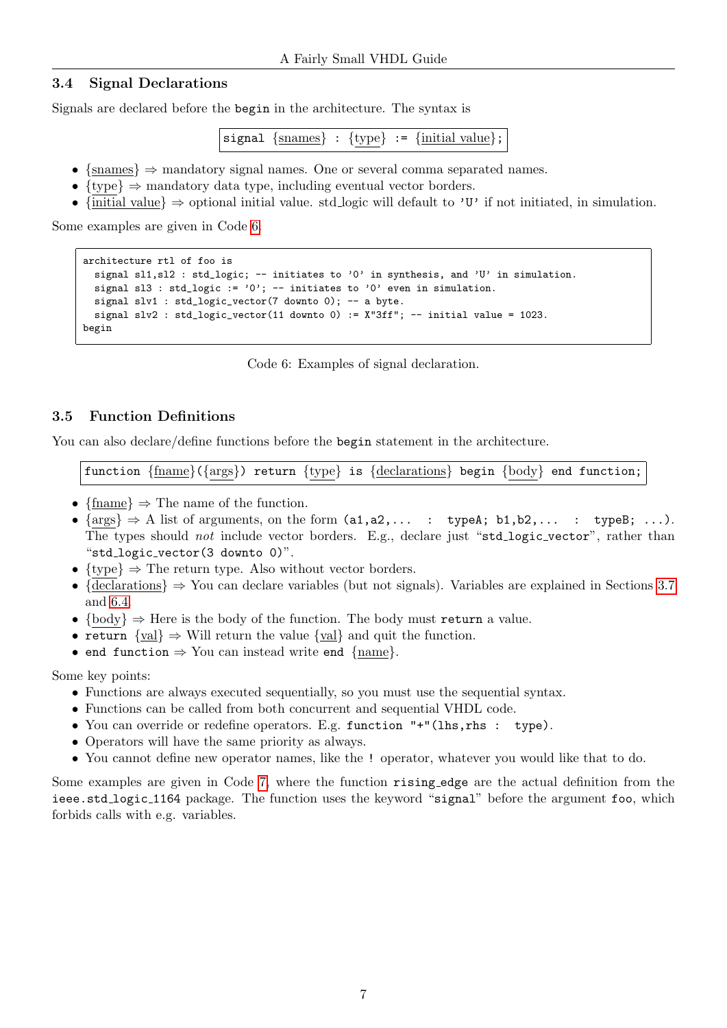### 3.4 Signal Declarations

Signals are declared before the `begin` in the architecture. The syntax is

`signal {snames} : {type} := {initial value};`

- {snames} ⇒ mandatory signal names. One or several comma separated names.
- {type} ⇒ mandatory data type, including eventual vector borders.
- {initial value} ⇒ optional initial value. std_logic will default to `'U'` if not initiated, in simulation.

Some examples are given in Code 6.

```
architecture rtl of foo is
  signal sl1,sl2 : std_logic; -- initiates to '0' in synthesis, and 'U' in simulation.
  signal sl3 : std_logic := '0'; -- initiates to '0' even in simulation.
  signal slv1 : std_logic_vector(7 downto 0); -- a byte.
  signal slv2 : std_logic_vector(11 downto 0) := X"3ff"; -- initial value = 1023.
begin
```

Code 6: Examples of signal declaration.

### 3.5 Function Definitions

You can also declare/define functions before the `begin` statement in the architecture.

`function {fname}({args}) return {type} is {declarations} begin {body} end function;`

- {fname} ⇒ The name of the function.
- {args} ⇒ A list of arguments, on the form `(a1,a2,... : typeA; b1,b2,... : typeB; ...)`. The types should *not* include vector borders. E.g., declare just "`std_logic_vector`", rather than "`std_logic_vector(3 downto 0)`".
- {type} ⇒ The return type. Also without vector borders.
- {declarations} ⇒ You can declare variables (but not signals). Variables are explained in Sections 3.7 and 6.4.
- {body} ⇒ Here is the body of the function. The body must **return** a value.
- **return** {val} ⇒ Will return the value {val} and quit the function.
- **end function** ⇒ You can instead write **end** {name}.

Some key points:

- Functions are always executed sequentially, so you must use the sequential syntax.
- Functions can be called from both concurrent and sequential VHDL code.
- You can override or redefine operators. E.g. `function "+"(lhs,rhs : type)`.
- Operators will have the same priority as always.
- You cannot define new operator names, like the `!` operator, whatever you would like that to do.

Some examples are given in Code 7, where the function `rising_edge` are the actual definition from the `ieee.std_logic_1164` package. The function uses the keyword "`signal`" before the argument `foo`, which forbids calls with e.g. variables.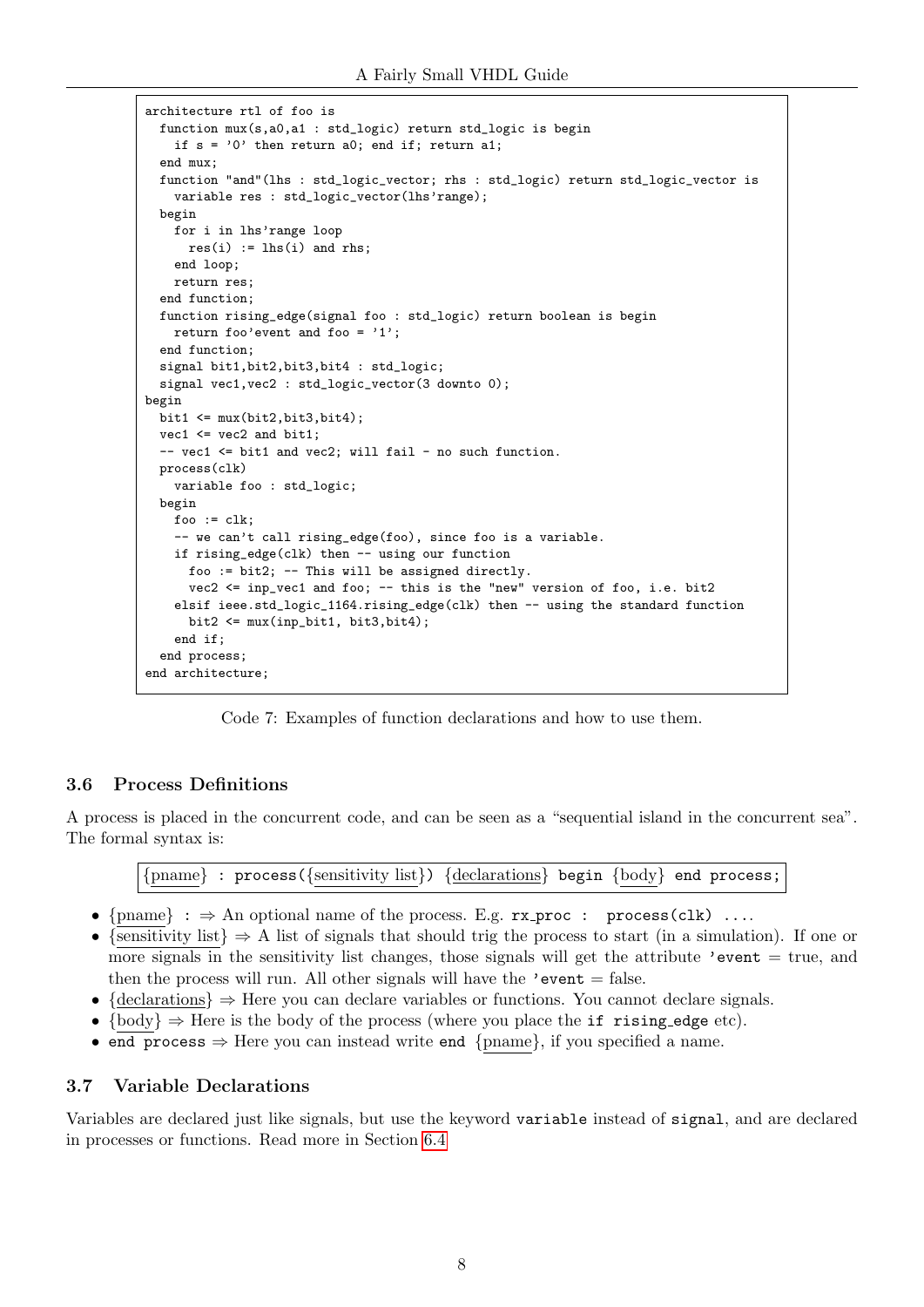```
architecture rtl of foo is
  function mux(s,a0,a1 : std_logic) return std_logic is begin
    if s = '0' then return a0; end if; return a1;
  end mux;
  function "and"(lhs : std_logic_vector; rhs : std_logic) return std_logic_vector is
    variable res : std_logic_vector(lhs'range);
  begin
    for i in lhs'range loop
      res(i) := lhs(i) and rhs;
    end loop;
    return res;
  end function;
  function rising_edge(signal foo : std_logic) return boolean is begin
    return foo'event and foo = '1';
  end function;
  signal bit1,bit2,bit3,bit4 : std_logic;
  signal vec1,vec2 : std_logic_vector(3 downto 0);
begin
  bit1 <= mux(bit2,bit3,bit4);
  vec1 <= vec2 and bit1;
  -- vec1 <= bit1 and vec2; will fail - no such function.
  process(clk)
    variable foo : std_logic;
  begin
    foo := clk;
    -- we can't call rising_edge(foo), since foo is a variable.
    if rising_edge(clk) then -- using our function
      foo := bit2; -- This will be assigned directly.
      vec2 <= inp_vec1 and foo; -- this is the "new" version of foo, i.e. bit2
    elsif ieee.std_logic_1164.rising_edge(clk) then -- using the standard function
      bit2 <= mux(inp_bit1, bit3,bit4);
    end if;
  end process;
end architecture;
```

Code 7: Examples of function declarations and how to use them.

### 3.6 Process Definitions

A process is placed in the concurrent code, and can be seen as a "sequential island in the concurrent sea". The formal syntax is:

{pname} : `process(`{sensitivity list}`)` {declarations} `begin` {body} `end process;`

- {pname} : ⇒ An optional name of the process. E.g. `rx_proc : process(clk) ...`.
- {sensitivity list} ⇒ A list of signals that should trig the process to start (in a simulation). If one or more signals in the sensitivity list changes, those signals will get the attribute `'event` = true, and then the process will run. All other signals will have the `'event` = false.
- {declarations} ⇒ Here you can declare variables or functions. You cannot declare signals.
- {body} ⇒ Here is the body of the process (where you place the `if rising_edge` etc).
- `end process` ⇒ Here you can instead write `end` {pname}, if you specified a name.

### 3.7 Variable Declarations

Variables are declared just like signals, but use the keyword `variable` instead of `signal`, and are declared in processes or functions. Read more in Section 6.4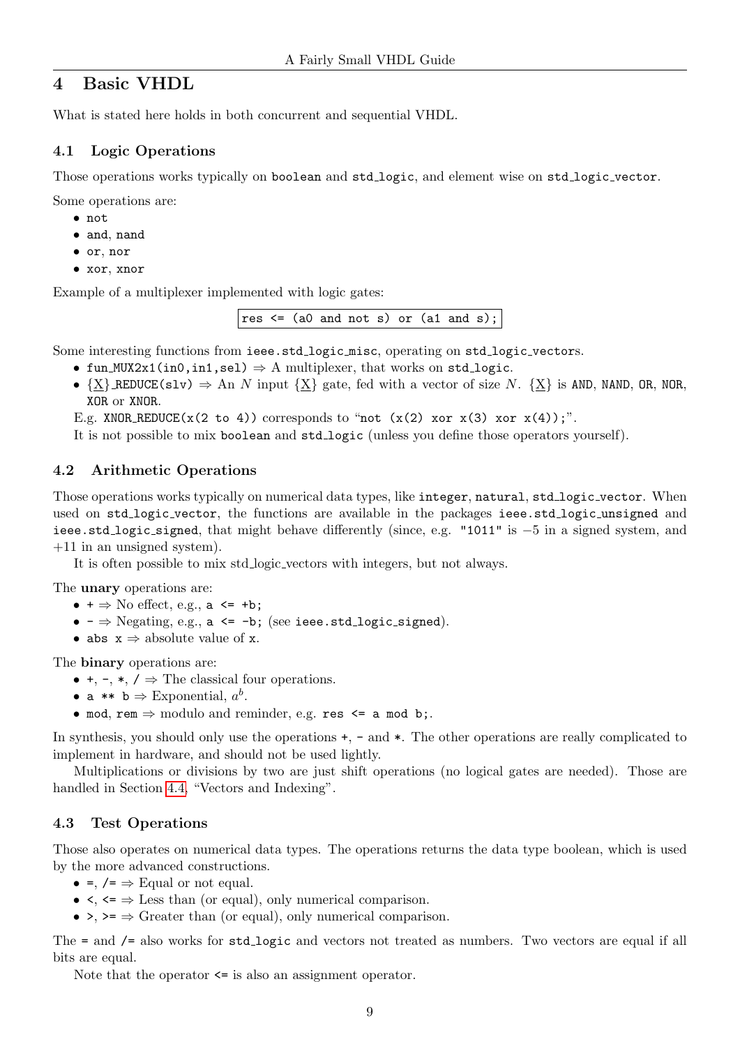# 4 Basic VHDL

What is stated here holds in both concurrent and sequential VHDL.

## 4.1 Logic Operations

Those operations works typically on `boolean` and `std_logic`, and element wise on `std_logic_vector`.

Some operations are:

- `not`
- `and`, `nand`
- `or`, `nor`
- `xor`, `xnor`

Example of a multiplexer implemented with logic gates:

```
res <= (a0 and not s) or (a1 and s);
```

Some interesting functions from `ieee.std_logic_misc`, operating on `std_logic_vectors`.

- `fun_MUX2x1(in0,in1,sel)` ⇒ A multiplexer, that works on `std_logic`.
- `{X}_REDUCE(slv)` ⇒ An $N$ input {X} gate, fed with a vector of size $N$. {X} is `AND`, `NAND`, `OR`, `NOR`, `XOR` or `XNOR`.

  E.g. `XNOR_REDUCE(x(2 to 4))` corresponds to "`not (x(2) xor x(3) xor x(4));`".

  It is not possible to mix `boolean` and `std_logic` (unless you define those operators yourself).

## 4.2 Arithmetic Operations

Those operations works typically on numerical data types, like `integer`, `natural`, `std_logic_vector`. When used on `std_logic_vector`, the functions are available in the packages `ieee.std_logic_unsigned` and `ieee.std_logic_signed`, that might behave differently (since, e.g. `"1011"` is $-5$ in a signed system, and $+11$ in an unsigned system).

It is often possible to mix std_logic_vectors with integers, but not always.

The **unary** operations are:

- `+` ⇒ No effect, e.g., `a <= +b;`
- `-` ⇒ Negating, e.g., `a <= -b;` (see `ieee.std_logic_signed`).
- `abs x` ⇒ absolute value of `x`.

The **binary** operations are:

- `+`, `-`, `*`, `/` ⇒ The classical four operations.
- `a ** b` ⇒ Exponential, $a^b$.
- `mod`, `rem` ⇒ modulo and reminder, e.g. `res <= a mod b;`.

In synthesis, you should only use the operations `+`, `-` and `*`. The other operations are really complicated to implement in hardware, and should not be used lightly.

Multiplications or divisions by two are just shift operations (no logical gates are needed). Those are handled in Section 4.4, "Vectors and Indexing".

## 4.3 Test Operations

Those also operates on numerical data types. The operations returns the data type boolean, which is used by the more advanced constructions.

- `=`, `/=` ⇒ Equal or not equal.
- `<`, `<=` ⇒ Less than (or equal), only numerical comparison.
- `>`, `>=` ⇒ Greater than (or equal), only numerical comparison.

The `=` and `/=` also works for `std_logic` and vectors not treated as numbers. Two vectors are equal if all bits are equal.

Note that the operator `<=` is also an assignment operator.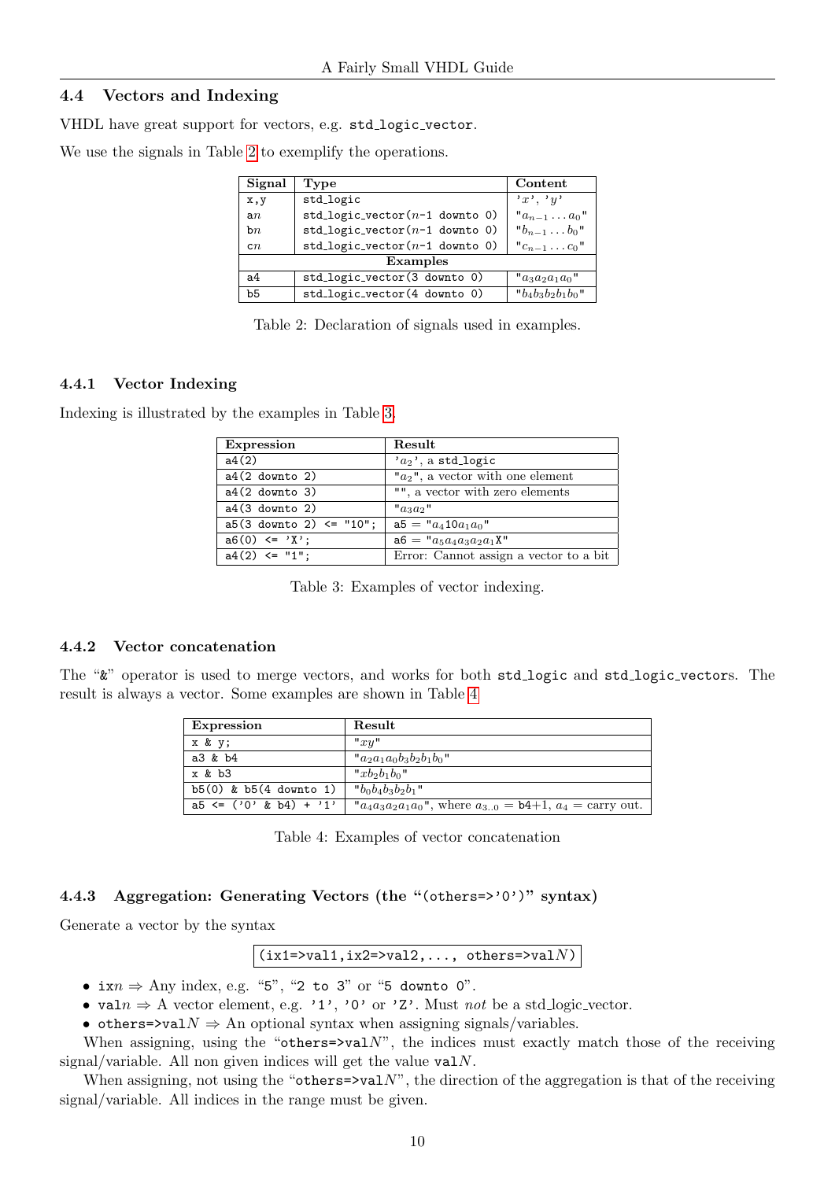### 4.4 Vectors and Indexing

VHDL have great support for vectors, e.g. `std_logic_vector`.

We use the signals in Table 2 to exemplify the operations.

| Signal | Type | Content |
|---|---|---|
| x,y | std_logic | '$x$', '$y$' |
| a$n$ | std_logic_vector($n$-1 downto 0) | "$a_{n-1} \ldots a_0$" |
| b$n$ | std_logic_vector($n$-1 downto 0) | "$b_{n-1} \ldots b_0$" |
| c$n$ | std_logic_vector($n$-1 downto 0) | "$c_{n-1} \ldots c_0$" |
| | **Examples** | |
| a4 | std_logic_vector(3 downto 0) | "$a_3a_2a_1a_0$" |
| b5 | std_logic_vector(4 downto 0) | "$b_4b_3b_2b_1b_0$" |

Table 2: Declaration of signals used in examples.

#### 4.4.1 Vector Indexing

Indexing is illustrated by the examples in Table 3.

| Expression | Result |
|---|---|
| `a4(2)` | '$a_2$', a `std_logic` |
| `a4(2 downto 2)` | "$a_2$", a vector with one element |
| `a4(2 downto 3)` | "", a vector with zero elements |
| `a4(3 downto 2)` | "$a_3a_2$" |
| `a5(3 downto 2) <= "10";` | a5 = "$a_4 10 a_1a_0$" |
| `a6(0) <= 'X';` | a6 = "$a_5a_4a_3a_2a_1$X" |
| `a4(2) <= "1";` | Error: Cannot assign a vector to a bit |

Table 3: Examples of vector indexing.

#### 4.4.2 Vector concatenation

The "`&`" operator is used to merge vectors, and works for both `std_logic` and `std_logic_vectors`. The result is always a vector. Some examples are shown in Table 4

| Expression | Result |
|---|---|
| `x & y;` | "$xy$" |
| `a3 & b4` | "$a_2a_1a_0b_3b_2b_1b_0$" |
| `x & b3` | "$xb_2b_1b_0$" |
| `b5(0) & b5(4 downto 1)` | "$b_0b_4b_3b_2b_1$" |
| `a5 <= ('0' & b4) + '1'` | "$a_4a_3a_2a_1a_0$", where $a_{3..0}$ = b4+1, $a_4$ = carry out. |

Table 4: Examples of vector concatenation

#### 4.4.3 Aggregation: Generating Vectors (the "`(others=>'0')`" syntax)

Generate a vector by the syntax

```
(ix1=>val1,ix2=>val2,..., others=>valN)
```

- ix$n$ ⇒ Any index, e.g. "5", "`2 to 3`" or "`5 downto 0`".
- val$n$ ⇒ A vector element, e.g. '1', '0' or 'Z'. Must *not* be a std_logic_vector.
- others=>val$N$ ⇒ An optional syntax when assigning signals/variables.

When assigning, using the "others=>val$N$", the indices must exactly match those of the receiving signal/variable. All non given indices will get the value val$N$.

When assigning, not using the "others=>val$N$", the direction of the aggregation is that of the receiving signal/variable. All indices in the range must be given.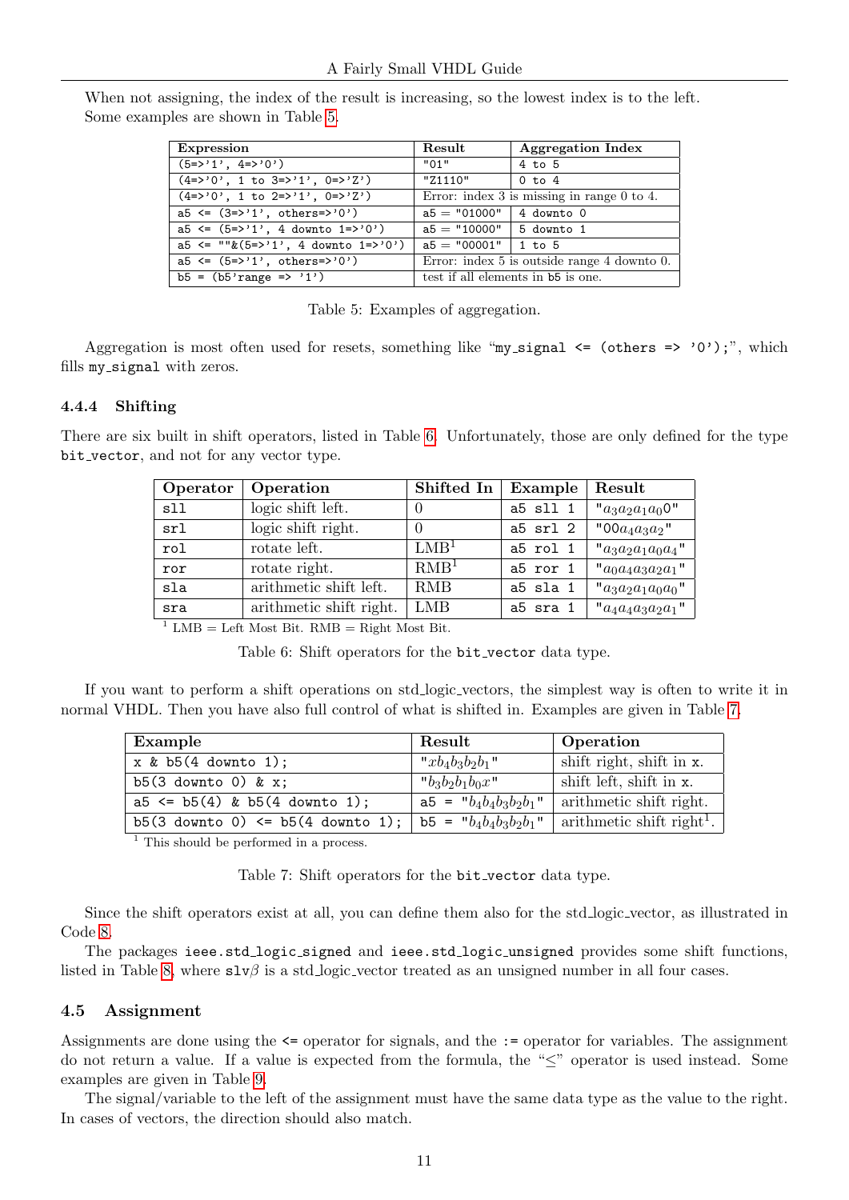When not assigning, the index of the result is increasing, so the lowest index is to the left. Some examples are shown in Table 5.

| Expression | Result | Aggregation Index |
|---|---|---|
| `(5=>'1', 4=>'0')` | `"01"` | `4 to 5` |
| `(4=>'0', 1 to 3=>'1', 0=>'Z')` | `"Z1110"` | `0 to 4` |
| `(4=>'0', 1 to 2=>'1', 0=>'Z')` | Error: index 3 is missing in range 0 to 4. | |
| `a5 <= (3=>'1', others=>'0')` | a5 = `"01000"` | `4 downto 0` |
| `a5 <= (5=>'1', 4 downto 1=>'0')` | a5 = `"10000"` | `5 downto 1` |
| `a5 <= ""&(5=>'1', 4 downto 1=>'0')` | a5 = `"00001"` | `1 to 5` |
| `a5 <= (5=>'1', others=>'0')` | Error: index 5 is outside range 4 downto 0. | |
| `b5 = (b5'range => '1')` | test if all elements in `b5` is one. | |

Table 5: Examples of aggregation.

Aggregation is most often used for resets, something like "`my_signal <= (others => '0');`", which fills `my_signal` with zeros.

### 4.4.4 Shifting

There are six built in shift operators, listed in Table 6. Unfortunately, those are only defined for the type `bit_vector`, and not for any vector type.

| Operator | Operation | Shifted In | Example | Result |
|---|---|---|---|---|
| `sll` | logic shift left. | 0 | `a5 sll 1` | "$a_3a_2a_1a_0$0" |
| `srl` | logic shift right. | 0 | `a5 srl 2` | "00$a_4a_3a_2$" |
| `rol` | rotate left. | LMB[1] | `a5 rol 1` | "$a_3a_2a_1a_0a_4$" |
| `ror` | rotate right. | RMB[1] | `a5 ror 1` | "$a_0a_4a_3a_2a_1$" |
| `sla` | arithmetic shift left. | RMB | `a5 sla 1` | "$a_3a_2a_1a_0a_0$" |
| `sra` | arithmetic shift right. | LMB | `a5 sra 1` | "$a_4a_4a_3a_2a_1$" |

[1] LMB = Left Most Bit. RMB = Right Most Bit.

Table 6: Shift operators for the `bit_vector` data type.

If you want to perform a shift operations on std_logic_vectors, the simplest way is often to write it in normal VHDL. Then you have also full control of what is shifted in. Examples are given in Table 7.

| Example | Result | Operation |
|---|---|---|
| `x & b5(4 downto 1);` | "$xb_4b_3b_2b_1$" | shift right, shift in `x`. |
| `b5(3 downto 0) & x;` | "$b_3b_2b_1b_0x$" | shift left, shift in `x`. |
| `a5 <= b5(4) & b5(4 downto 1);` | a5 = "$b_4b_4b_3b_2b_1$" | arithmetic shift right. |
| `b5(3 downto 0) <= b5(4 downto 1);` | b5 = "$b_4b_4b_3b_2b_1$" | arithmetic shift right[1]. |

[1] This should be performed in a process.

Table 7: Shift operators for the `bit_vector` data type.

Since the shift operators exist at all, you can define them also for the std_logic_vector, as illustrated in Code 8.

The packages `ieee.std_logic_signed` and `ieee.std_logic_unsigned` provides some shift functions, listed in Table 8, where slv$\beta$ is a std_logic_vector treated as an unsigned number in all four cases.

## 4.5 Assignment

Assignments are done using the `<=` operator for signals, and the `:=` operator for variables. The assignment do not return a value. If a value is expected from the formula, the "≤" operator is used instead. Some examples are given in Table 9.

The signal/variable to the left of the assignment must have the same data type as the value to the right. In cases of vectors, the direction should also match.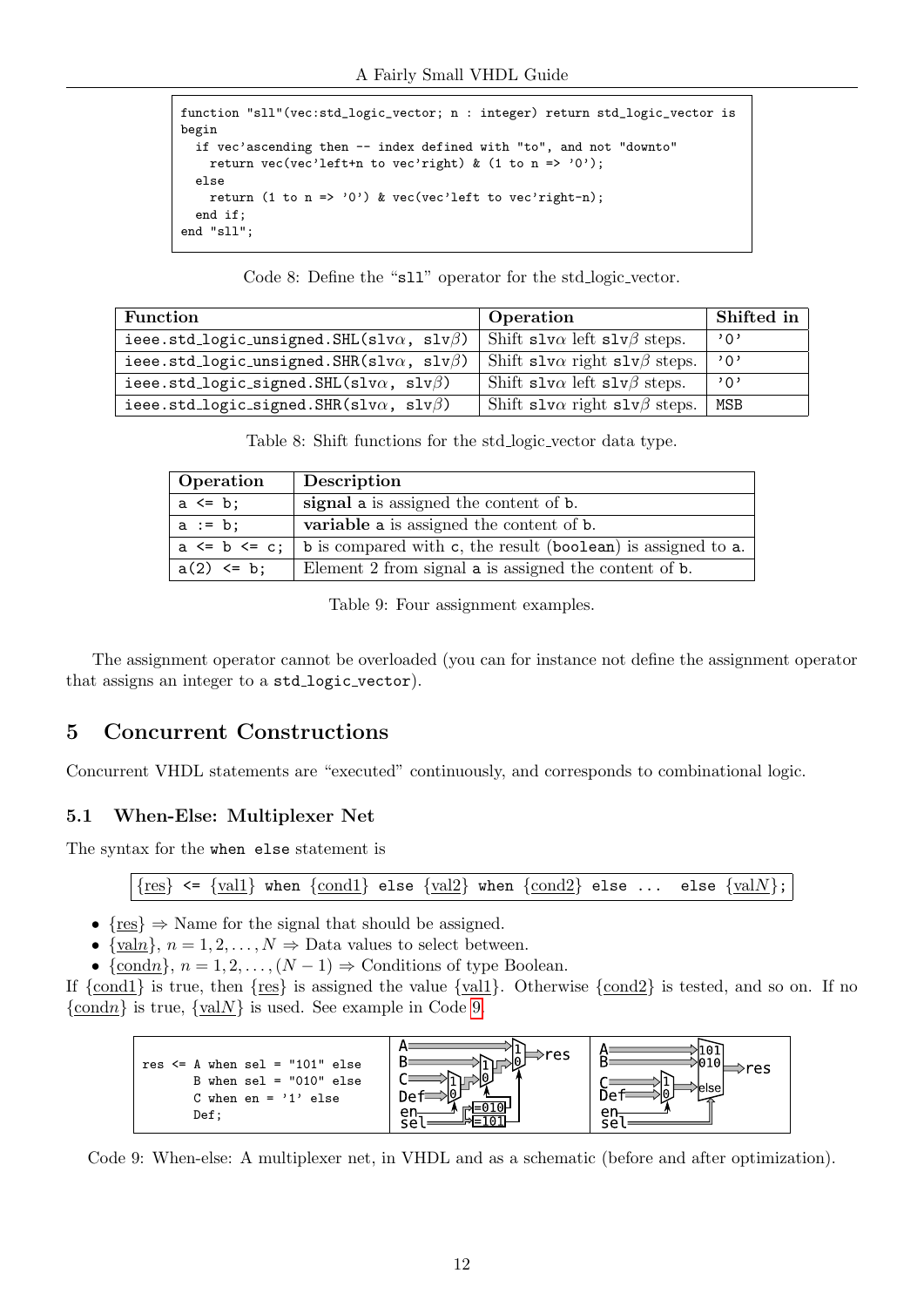```
function "sll"(vec:std_logic_vector; n : integer) return std_logic_vector is
begin
  if vec'ascending then -- index defined with "to", and not "downto"
    return vec(vec'left+n to vec'right) & (1 to n => '0');
  else
    return (1 to n => '0') & vec(vec'left to vec'right-n);
  end if;
end "sll";
```

Code 8: Define the "`sll`" operator for the std_logic_vector.

| Function | Operation | Shifted in |
|---|---|---|
| `ieee.std_logic_unsigned.SHL(slv`$\alpha$`, slv`$\beta$`)` | Shift `slv`$\alpha$ left `slv`$\beta$ steps. | `'0'` |
| `ieee.std_logic_unsigned.SHR(slv`$\alpha$`, slv`$\beta$`)` | Shift `slv`$\alpha$ right `slv`$\beta$ steps. | `'0'` |
| `ieee.std_logic_signed.SHL(slv`$\alpha$`, slv`$\beta$`)` | Shift `slv`$\alpha$ left `slv`$\beta$ steps. | `'0'` |
| `ieee.std_logic_signed.SHR(slv`$\alpha$`, slv`$\beta$`)` | Shift `slv`$\alpha$ right `slv`$\beta$ steps. | `MSB` |

Table 8: Shift functions for the std_logic_vector data type.

| Operation | Description |
|---|---|
| `a <= b;` | **signal** `a` is assigned the content of `b`. |
| `a := b;` | **variable** `a` is assigned the content of `b`. |
| `a <= b <= c;` | `b` is compared with `c`, the result (`boolean`) is assigned to `a`. |
| `a(2) <= b;` | Element 2 from signal `a` is assigned the content of `b`. |

Table 9: Four assignment examples.

The assignment operator cannot be overloaded (you can for instance not define the assignment operator that assigns an integer to a `std_logic_vector`).

## 5 Concurrent Constructions

Concurrent VHDL statements are "executed" continuously, and corresponds to combinational logic.

### 5.1 When-Else: Multiplexer Net

The syntax for the `when else` statement is

```
{res} <= {val1} when {cond1} else {val2} when {cond2} else ... else {valN};
```

- {res} ⇒ Name for the signal that should be assigned.
- {val$n$}, $n = 1, 2, \ldots, N$ ⇒ Data values to select between.
- {cond$n$}, $n = 1, 2, \ldots, (N-1)$ ⇒ Conditions of type Boolean.

If {cond1} is true, then {res} is assigned the value {val1}. Otherwise {cond2} is tested, and so on. If no {cond$n$} is true, {val$N$} is used. See example in Code 9.

```
res <= A when sel = "101" else
       B when sel = "010" else
       C when en = '1' else
       Def;
```

Code 9: When-else: A multiplexer net, in VHDL and as a schematic (before and after optimization).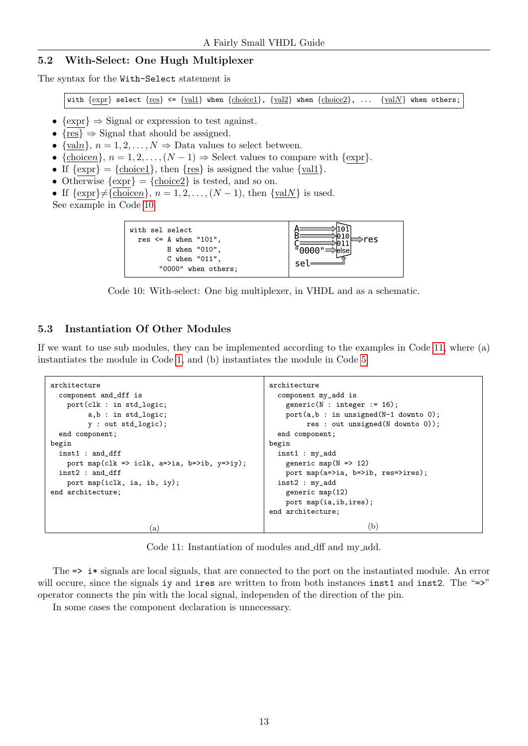## 5.2 With-Select: One Hugh Multiplexer

The syntax for the `With-Select` statement is

```
with {expr} select {res} <= {val1} when {choice1}, {val2} when {choice2}, ...  {valN} when others;
```

- {expr} ⇒ Signal or expression to test against.
- {res} ⇒ Signal that should be assigned.
- {valn}, $n = 1, 2, \ldots, N$ ⇒ Data values to select between.
- {choicen}, $n = 1, 2, \ldots, (N-1)$ ⇒ Select values to compare with {expr}.
- If {expr} = {choice1}, then {res} is assigned the value {val1}.
- Otherwise {expr} = {choice2} is tested, and so on.
- If {expr}≠{choicen}, $n = 1, 2, \ldots, (N-1)$, then {valN} is used.

See example in Code 10.

```
with sel select
  res <= A when "101",
         B when "010",
         C when "011",
      "0000" when others;
```

Code 10: With-select: One big multiplexer, in VHDL and as a schematic.

## 5.3 Instantiation Of Other Modules

If we want to use sub modules, they can be implemented according to the examples in Code 11, where (a) instantiates the module in Code 1, and (b) instantiates the module in Code 5.

```
architecture
  component and_dff is
    port(clk : in std_logic;
         a,b : in std_logic;
         y : out std_logic);
  end component;
begin
  inst1 : and_dff
    port map(clk => iclk, a=>ia, b=>ib, y=>iy);
  inst2 : and_dff
    port map(iclk, ia, ib, iy);
end architecture;
```

(a)

```
architecture
  component my_add is
    generic(N : integer := 16);
    port(a,b : in unsigned(N-1 downto 0);
         res : out unsigned(N downto 0));
  end component;
begin
  inst1 : my_add
    generic map(N => 12)
    port map(a=>ia, b=>ib, res=>ires);
  inst2 : my_add
    generic map(12)
    port map(ia,ib,ires);
end architecture;
```

(b)

Code 11: Instantiation of modules and_dff and my_add.

The `=> i*` signals are local signals, that are connected to the port on the instantiated module. An error will occure, since the signals `iy` and `ires` are written to from both instances `inst1` and `inst2`. The "`=>`" operator connects the pin with the local signal, independen of the direction of the pin.

In some cases the component declaration is unnecessary.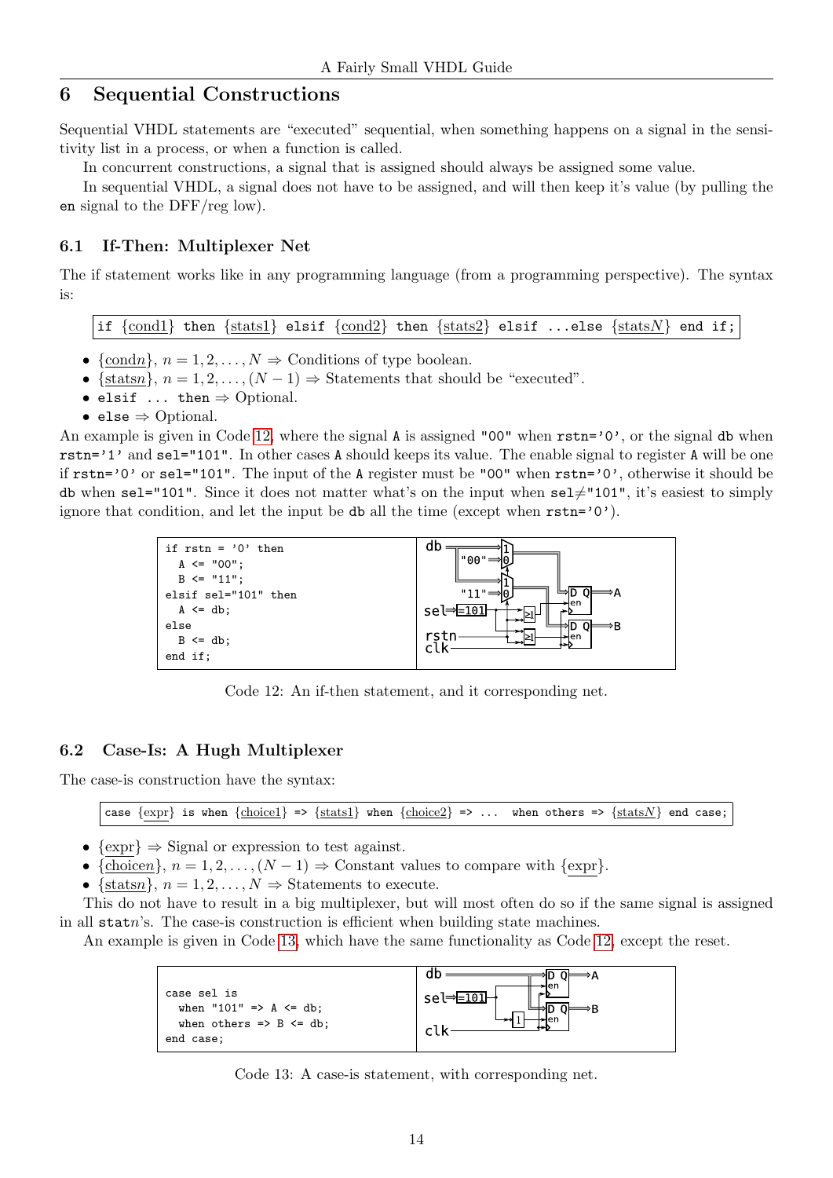## 6 Sequential Constructions

Sequential VHDL statements are "executed" sequential, when something happens on a signal in the sensitivity list in a process, or when a function is called.

In concurrent constructions, a signal that is assigned should always be assigned some value.

In sequential VHDL, a signal does not have to be assigned, and will then keep it's value (by pulling the `en` signal to the DFF/reg low).

### 6.1 If-Then: Multiplexer Net

The if statement works like in any programming language (from a programming perspective). The syntax is:

```
if {cond1} then {stats1} elsif {cond2} then {stats2} elsif ...else {statsN} end if;
```

- {condn}, $n = 1, 2, \ldots, N$ ⇒ Conditions of type boolean.
- {statsn}, $n = 1, 2, \ldots, (N-1)$ ⇒ Statements that should be "executed".
- `elsif ... then` ⇒ Optional.
- `else` ⇒ Optional.

An example is given in Code 12, where the signal `A` is assigned `"00"` when `rstn='0'`, or the signal `db` when `rstn='1'` and `sel="101"`. In other cases `A` should keeps its value. The enable signal to register `A` will be one if `rstn='0'` or `sel="101"`. The input of the `A` register must be `"00"` when `rstn='0'`, otherwise it should be `db` when `sel="101"`. Since it does not matter what's on the input when `sel`≠`"101"`, it's easiest to simply ignore that condition, and let the input be `db` all the time (except when `rstn='0'`).

```
if rstn = '0' then
  A <= "00";
  B <= "11";
elsif sel="101" then
  A <= db;
else
  B <= db;
end if;
```

Code 12: An if-then statement, and it corresponding net.

### 6.2 Case-Is: A Hugh Multiplexer

The case-is construction have the syntax:

```
case {expr} is when {choice1} => {stats1} when {choice2} => ...  when others => {statsN} end case;
```

- {expr} ⇒ Signal or expression to test against.
- {choicen}, $n = 1, 2, \ldots, (N-1)$ ⇒ Constant values to compare with {expr}.
- {statsn}, $n = 1, 2, \ldots, N$ ⇒ Statements to execute.

This do not have to result in a big multiplexer, but will most often do so if the same signal is assigned in all `stat`$n$'s. The case-is construction is efficient when building state machines.

An example is given in Code 13, which have the same functionality as Code 12, except the reset.

```
case sel is
  when "101" => A <= db;
  when others => B <= db;
end case;
```

Code 13: A case-is statement, with corresponding net.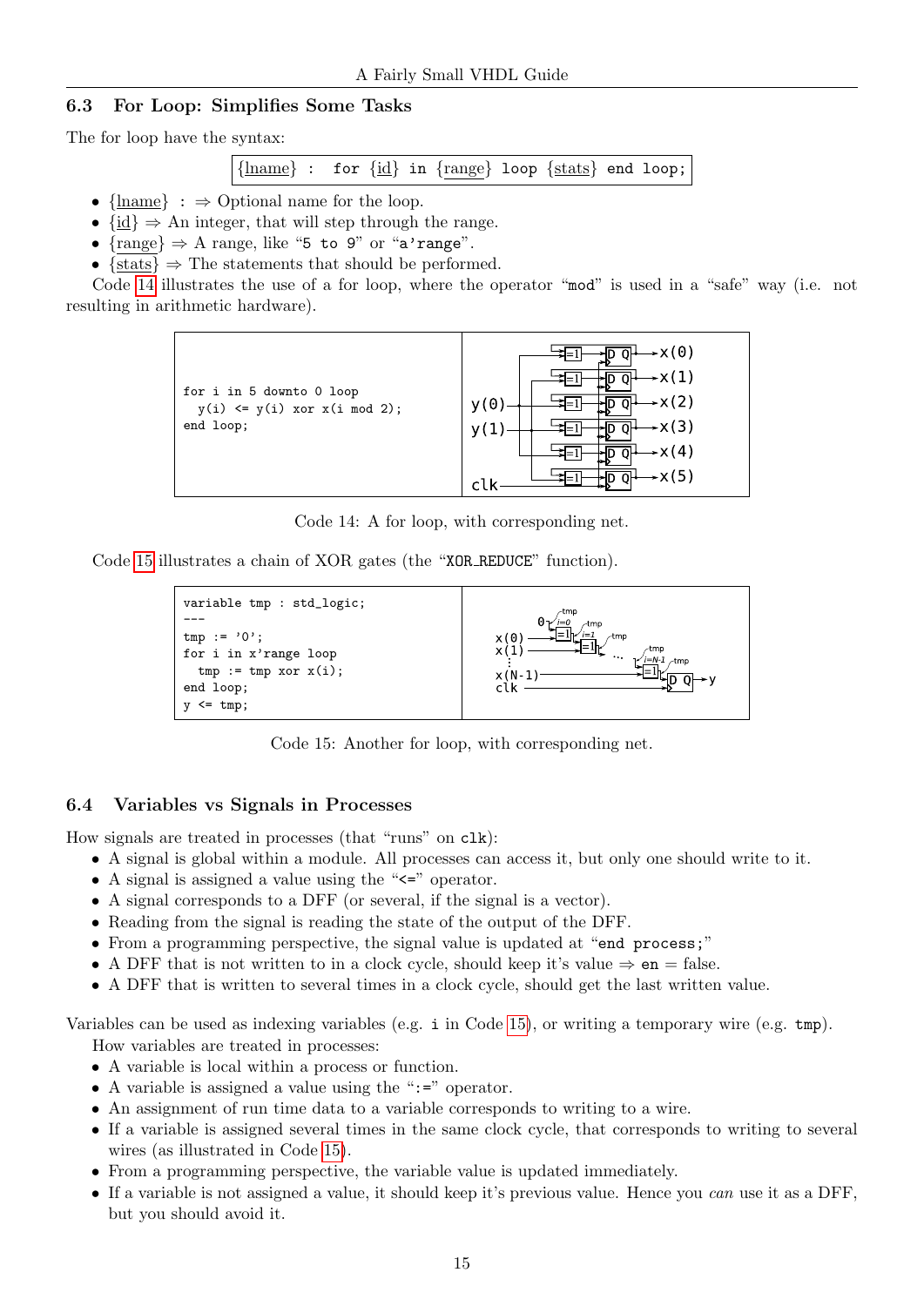### 6.3 For Loop: Simplifies Some Tasks

The for loop have the syntax:

```
{lname} :  for {id} in {range} loop {stats} end loop;
```

- {lname} : ⇒ Optional name for the loop.
- {id} ⇒ An integer, that will step through the range.
- {range} ⇒ A range, like "`5 to 9`" or "`a'range`".
- {stats} ⇒ The statements that should be performed.

Code 14 illustrates the use of a for loop, where the operator "`mod`" is used in a "safe" way (i.e. not resulting in arithmetic hardware).

```
for i in 5 downto 0 loop
  y(i) <= y(i) xor x(i mod 2);
end loop;
```

Code 14: A for loop, with corresponding net.

Code 15 illustrates a chain of XOR gates (the "`XOR_REDUCE`" function).

```
variable tmp : std_logic;
---
tmp := '0';
for i in x'range loop
  tmp := tmp xor x(i);
end loop;
y <= tmp;
```

Code 15: Another for loop, with corresponding net.

### 6.4 Variables vs Signals in Processes

How signals are treated in processes (that "runs" on `clk`):

- A signal is global within a module. All processes can access it, but only one should write to it.
- A signal is assigned a value using the "`<=`" operator.
- A signal corresponds to a DFF (or several, if the signal is a vector).
- Reading from the signal is reading the state of the output of the DFF.
- From a programming perspective, the signal value is updated at "`end process;`"
- A DFF that is not written to in a clock cycle, should keep it's value ⇒ `en` = false.
- A DFF that is written to several times in a clock cycle, should get the last written value.

Variables can be used as indexing variables (e.g. `i` in Code 15), or writing a temporary wire (e.g. `tmp`).

How variables are treated in processes:

- A variable is local within a process or function.
- A variable is assigned a value using the "`:=`" operator.
- An assignment of run time data to a variable corresponds to writing to a wire.
- If a variable is assigned several times in the same clock cycle, that corresponds to writing to several wires (as illustrated in Code 15).
- From a programming perspective, the variable value is updated immediately.
- If a variable is not assigned a value, it should keep it's previous value. Hence you *can* use it as a DFF, but you should avoid it.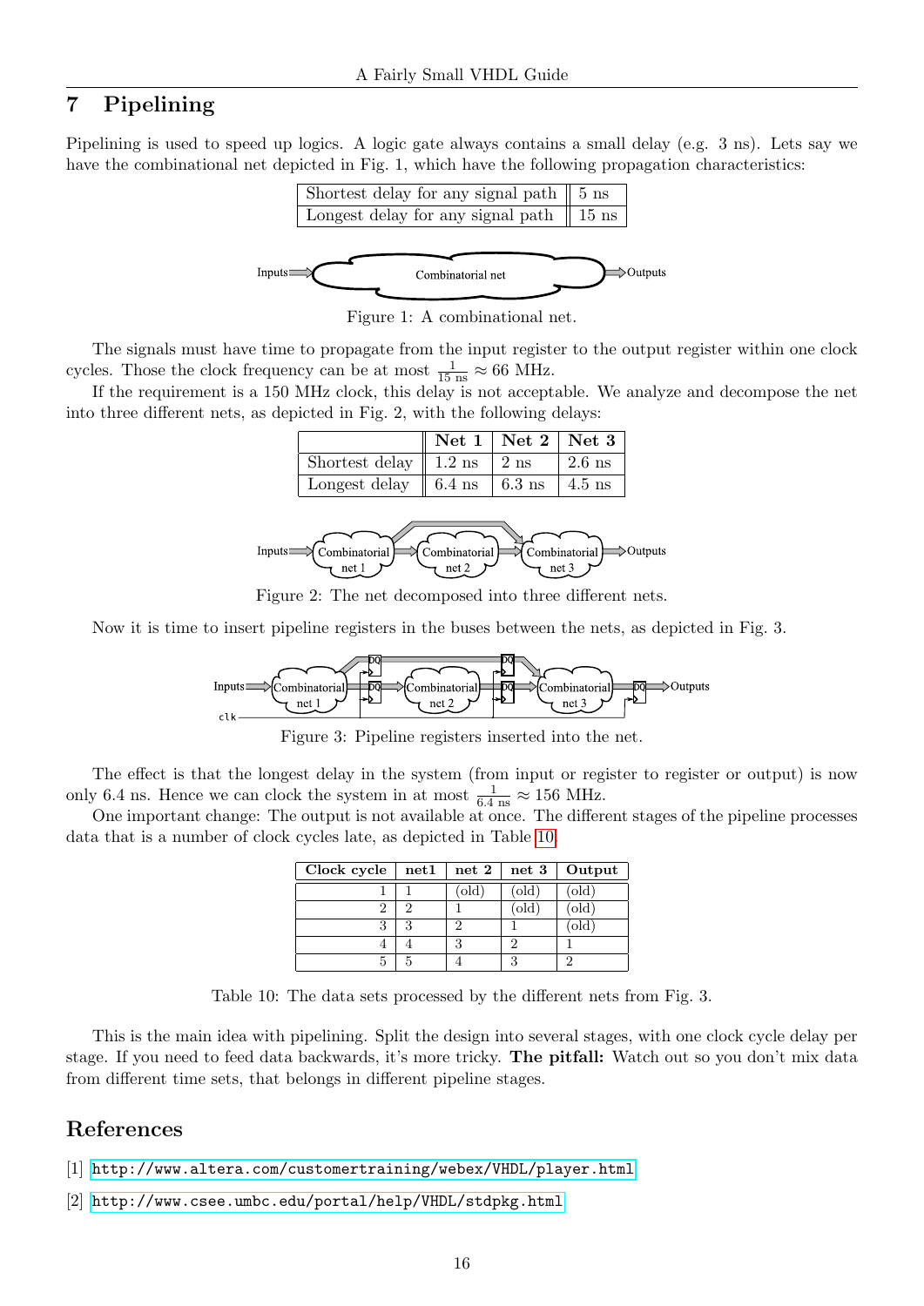## 7 Pipelining

Pipelining is used to speed up logics. A logic gate always contains a small delay (e.g. 3 ns). Lets say we have the combinational net depicted in Fig. 1, which have the following propagation characteristics:

| | |
|---|---|
| Shortest delay for any signal path | 5 ns |
| Longest delay for any signal path | 15 ns |

Figure 1: A combinational net.

The signals must have time to propagate from the input register to the output register within one clock cycles. Those the clock frequency can be at most $\frac{1}{15\text{ ns}} \approx 66$ MHz.

If the requirement is a 150 MHz clock, this delay is not acceptable. We analyze and decompose the net into three different nets, as depicted in Fig. 2, with the following delays:

| | **Net 1** | **Net 2** | **Net 3** |
|---|---|---|---|
| Shortest delay | 1.2 ns | 2 ns | 2.6 ns |
| Longest delay | 6.4 ns | 6.3 ns | 4.5 ns |

Figure 2: The net decomposed into three different nets.

Now it is time to insert pipeline registers in the buses between the nets, as depicted in Fig. 3.

Figure 3: Pipeline registers inserted into the net.

The effect is that the longest delay in the system (from input or register to register or output) is now only 6.4 ns. Hence we can clock the system in at most $\frac{1}{6.4\text{ ns}} \approx 156$ MHz.

One important change: The output is not available at once. The different stages of the pipeline processes data that is a number of clock cycles late, as depicted in Table 10.

| **Clock cycle** | **net1** | **net 2** | **net 3** | **Output** |
|---|---|---|---|---|
| 1 | 1 | (old) | (old) | (old) |
| 2 | 2 | 1 | (old) | (old) |
| 3 | 3 | 2 | 1 | (old) |
| 4 | 4 | 3 | 2 | 1 |
| 5 | 5 | 4 | 3 | 2 |

Table 10: The data sets processed by the different nets from Fig. 3.

This is the main idea with pipelining. Split the design into several stages, with one clock cycle delay per stage. If you need to feed data backwards, it's more tricky. **The pitfall:** Watch out so you don't mix data from different time sets, that belongs in different pipeline stages.

## References

[1] http://www.altera.com/customertraining/webex/VHDL/player.html

[2] http://www.csee.umbc.edu/portal/help/VHDL/stdpkg.html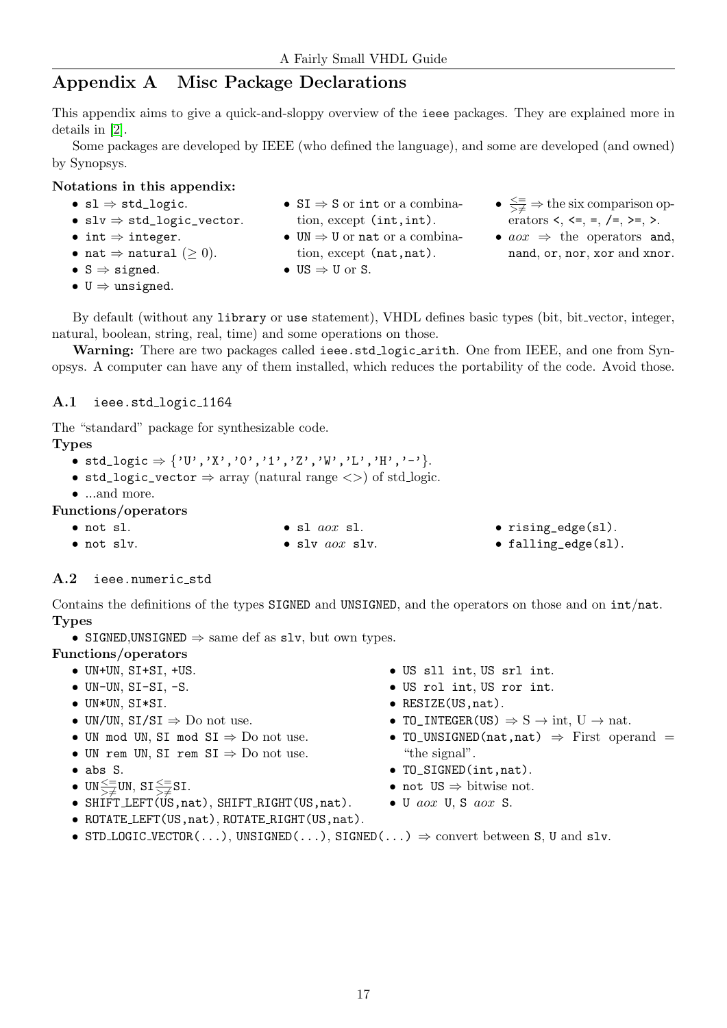# Appendix A Misc Package Declarations

This appendix aims to give a quick-and-sloppy overview of the `ieee` packages. They are explained more in details in [2].

Some packages are developed by IEEE (who defined the language), and some are developed (and owned) by Synopsys.

**Notations in this appendix:**

- `sl` ⇒ `std_logic`.
- `slv` ⇒ `std_logic_vector`.
- `int` ⇒ `integer`.
- `nat` ⇒ `natural` (≥ 0).
- `S` ⇒ `signed`.
- `U` ⇒ `unsigned`.
- `SI` ⇒ `S` or `int` or a combination, except `(int,int)`.
- `UN` ⇒ `U` or `nat` or a combination, except `(nat,nat)`.
- `US` ⇒ `U` or `S`.
- $\genfrac{}{}{0pt}{}{<=}{>\neq}$ ⇒ the six comparison operators `<`, `<=`, `=`, `/=`, `>=`, `>`.
- *aox* ⇒ the operators `and`, `nand`, `or`, `nor`, `xor` and `xnor`.

By default (without any `library` or `use` statement), VHDL defines basic types (bit, bit_vector, integer, natural, boolean, string, real, time) and some operations on those.

**Warning:** There are two packages called `ieee.std_logic_arith`. One from IEEE, and one from Synopsys. A computer can have any of them installed, which reduces the portability of the code. Avoid those.

## A.1 `ieee.std_logic_1164`

The "standard" package for synthesizable code.

**Types**

- `std_logic` ⇒ {`'U'`,`'X'`,`'0'`,`'1'`,`'Z'`,`'W'`,`'L'`,`'H'`,`'-'`}.
- `std_logic_vector` ⇒ array (natural range <>) of std_logic.
- ...and more.

**Functions/operators**

- `not sl`.
- `not slv`.
- `sl` *aox* `sl`.
- `slv` *aox* `slv`.
- `rising_edge(sl)`.
- `falling_edge(sl)`.

## A.2 `ieee.numeric_std`

Contains the definitions of the types `SIGNED` and `UNSIGNED`, and the operators on those and on `int`/`nat`.

**Types**

- `SIGNED`,`UNSIGNED` ⇒ same def as `slv`, but own types.

**Functions/operators**

- `UN+UN`, `SI+SI`, `+US`.
- `UN-UN`, `SI-SI`, `-S`.
- `UN*UN`, `SI*SI`.
- `UN/UN`, `SI/SI` ⇒ Do not use.
- `UN mod UN`, `SI mod SI` ⇒ Do not use.
- `UN rem UN`, `SI rem SI` ⇒ Do not use.
- `abs S`.
- `UN`$\genfrac{}{}{0pt}{}{<=}{>\neq}$`UN`, `SI`$\genfrac{}{}{0pt}{}{<=}{>\neq}$`SI`.
- `SHIFT_LEFT(US,nat)`, `SHIFT_RIGHT(US,nat)`.
- `ROTATE_LEFT(US,nat)`, `ROTATE_RIGHT(US,nat)`.
- `US sll int`, `US srl int`.
- `US rol int`, `US ror int`.
- `RESIZE(US,nat)`.
- `TO_INTEGER(US)` ⇒ `S` → int, `U` → nat.
- `TO_UNSIGNED(nat,nat)` ⇒ First operand = "the signal".
- `TO_SIGNED(int,nat)`.
- `not US` ⇒ bitwise not.
- `U` *aox* `U`, `S` *aox* `S`.
- `STD_LOGIC_VECTOR(...)`, `UNSIGNED(...)`, `SIGNED(...)` ⇒ convert between `S`, `U` and `slv`.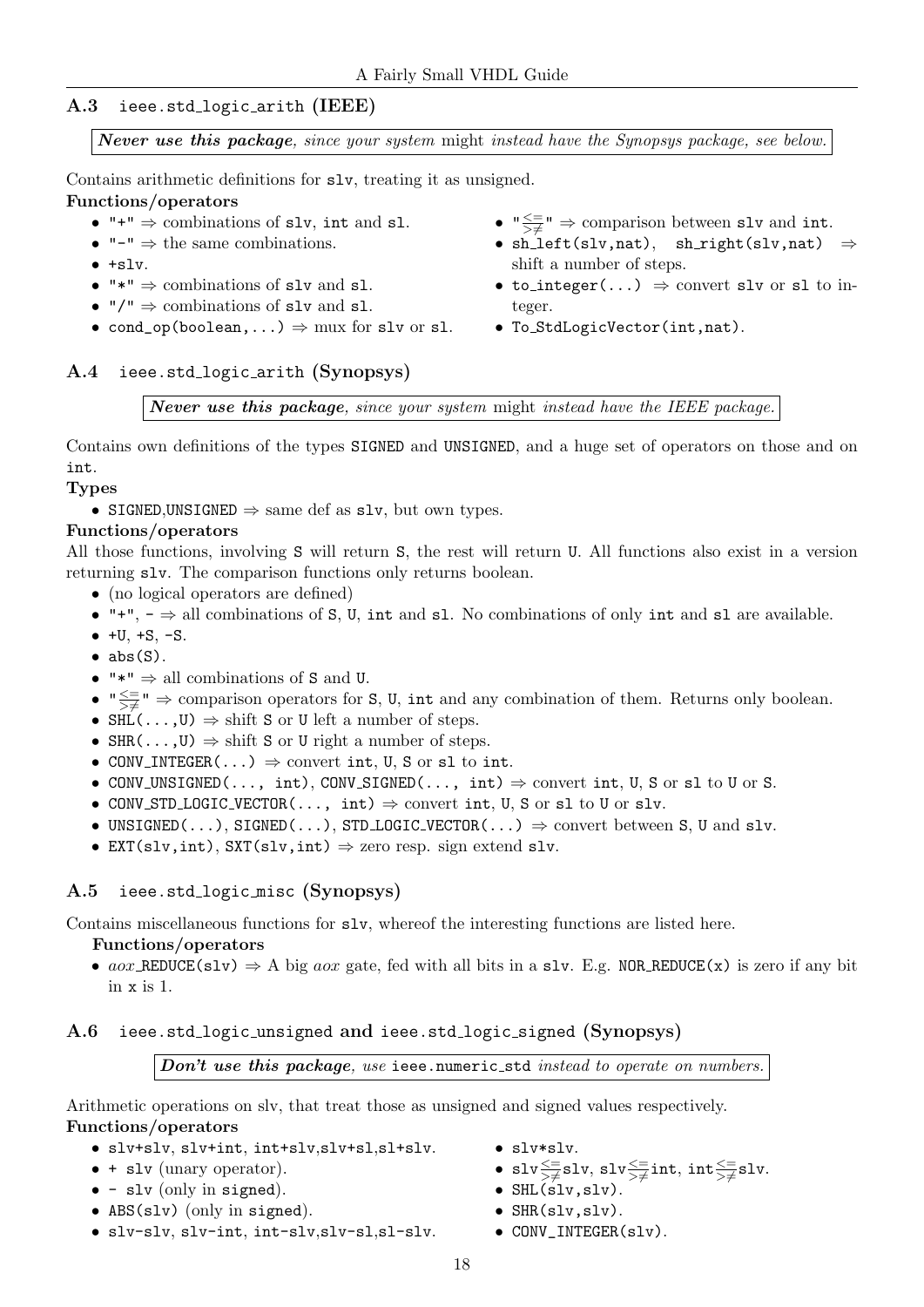## A.3 ieee.std_logic_arith (IEEE)

> ***Never use this package**, since your system* might *instead have the Synopsys package, see below.*

Contains arithmetic definitions for slv, treating it as unsigned.

**Functions/operators**

- "+" ⇒ combinations of slv, int and sl.
- "-" ⇒ the same combinations.
- +slv.
- "*" ⇒ combinations of slv and sl.
- "/" ⇒ combinations of slv and sl.
- cond_op(boolean,...) ⇒ mux for slv or sl.
- "$\lessgtr\neq$" ⇒ comparison between slv and int.
- sh_left(slv,nat), sh_right(slv,nat) ⇒ shift a number of steps.
- to_integer(...) ⇒ convert slv or sl to integer.
- To_StdLogicVector(int,nat).

## A.4 ieee.std_logic_arith (Synopsys)

> ***Never use this package**, since your system* might *instead have the IEEE package.*

Contains own definitions of the types SIGNED and UNSIGNED, and a huge set of operators on those and on int.

**Types**

- SIGNED,UNSIGNED ⇒ same def as slv, but own types.

**Functions/operators**

All those functions, involving S will return S, the rest will return U. All functions also exist in a version returning slv. The comparison functions only returns boolean.

- (no logical operators are defined)
- "+", - ⇒ all combinations of S, U, int and sl. No combinations of only int and sl are available.
- +U, +S, -S.
- abs(S).
- "*" ⇒ all combinations of S and U.
- "$\lessgtr\neq$" ⇒ comparison operators for S, U, int and any combination of them. Returns only boolean.
- SHL(...,U) ⇒ shift S or U left a number of steps.
- SHR(...,U) ⇒ shift S or U right a number of steps.
- CONV_INTEGER(...) ⇒ convert int, U, S or sl to int.
- CONV_UNSIGNED(..., int), CONV_SIGNED(..., int) ⇒ convert int, U, S or sl to U or S.
- CONV_STD_LOGIC_VECTOR(..., int) ⇒ convert int, U, S or sl to U or slv.
- UNSIGNED(...), SIGNED(...), STD_LOGIC_VECTOR(...) ⇒ convert between S, U and slv.
- EXT(slv,int), SXT(slv,int) ⇒ zero resp. sign extend slv.

## A.5 ieee.std_logic_misc (Synopsys)

Contains miscellaneous functions for slv, whereof the interesting functions are listed here.

**Functions/operators**

- *aox*_REDUCE(slv) ⇒ A big *aox* gate, fed with all bits in a slv. E.g. NOR_REDUCE(x) is zero if any bit in x is 1.

## A.6 ieee.std_logic_unsigned and ieee.std_logic_signed (Synopsys)

> ***Don't use this package**, use* ieee.numeric_std *instead to operate on numbers.*

Arithmetic operations on slv, that treat those as unsigned and signed values respectively.

**Functions/operators**

- slv+slv, slv+int, int+slv,slv+sl,sl+slv.
- + slv (unary operator).
- - slv (only in signed).
- ABS(slv) (only in signed).
- slv-slv, slv-int, int-slv,slv-sl,sl-slv.
- slv*slv.
- slv$\lessgtr\neq$slv, slv$\lessgtr\neq$int, int$\lessgtr\neq$slv.
- SHL(slv,slv).
- SHR(slv,slv).
- CONV_INTEGER(slv).